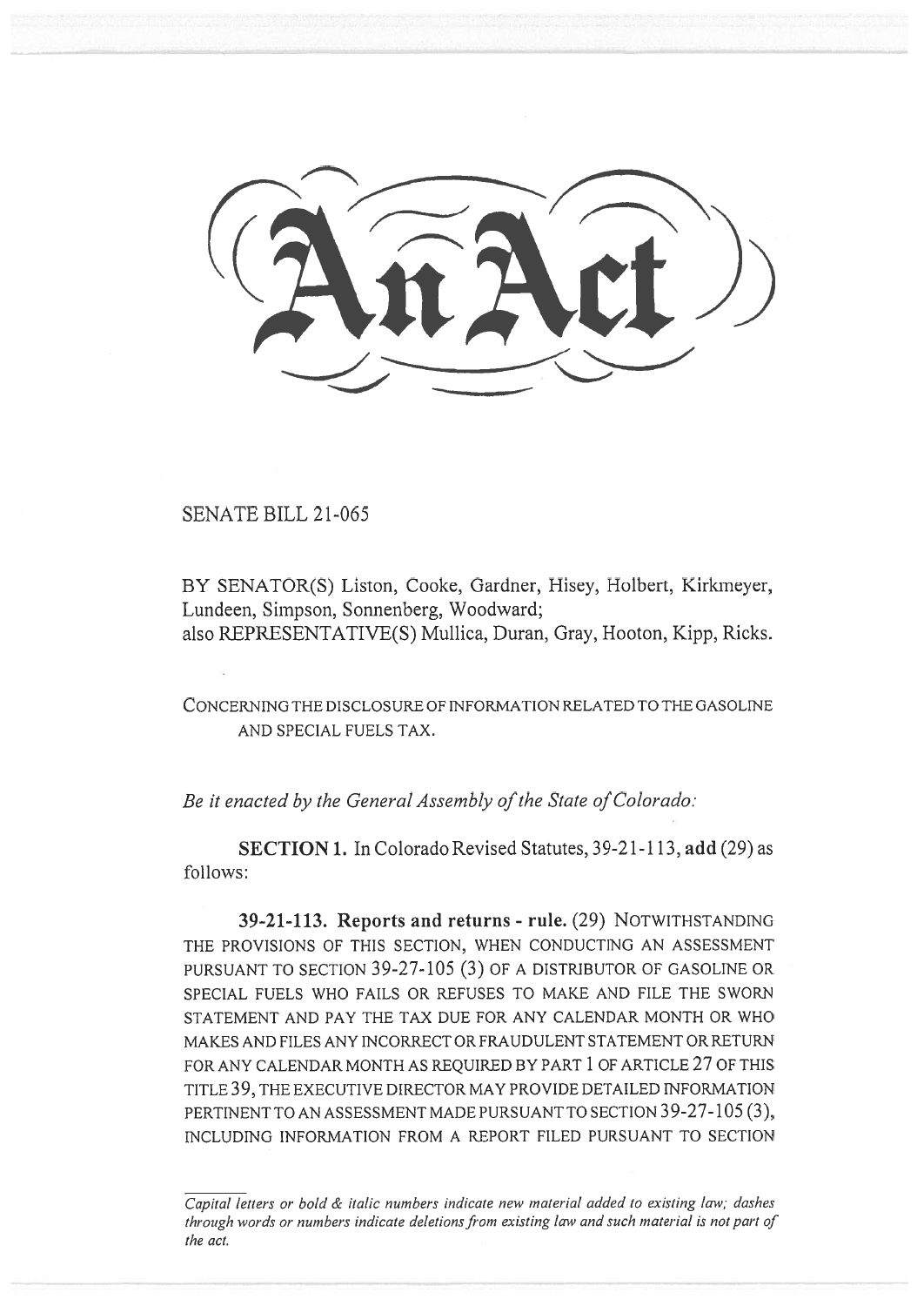An Act

SENATE BILL 21-065

BY SENATOR(S) Liston, Cooke, Gardner, Hisey, Holbert, Kirkmeyer, Lundeen, Simpson, Sonnenberg, Woodward;
also REPRESENTATIVE(S) Mullica, Duran, Gray, Hooton, Kipp, Ricks.

CONCERNING THE DISCLOSURE OF INFORMATION RELATED TO THE GASOLINE AND SPECIAL FUELS TAX.

*Be it enacted by the General Assembly of the State of Colorado:*

**SECTION 1.** In Colorado Revised Statutes, 39-21-113, **add** (29) as follows:

**39-21-113. Reports and returns - rule.** (29) NOTWITHSTANDING THE PROVISIONS OF THIS SECTION, WHEN CONDUCTING AN ASSESSMENT PURSUANT TO SECTION 39-27-105 (3) OF A DISTRIBUTOR OF GASOLINE OR SPECIAL FUELS WHO FAILS OR REFUSES TO MAKE AND FILE THE SWORN STATEMENT AND PAY THE TAX DUE FOR ANY CALENDAR MONTH OR WHO MAKES AND FILES ANY INCORRECT OR FRAUDULENT STATEMENT OR RETURN FOR ANY CALENDAR MONTH AS REQUIRED BY PART 1 OF ARTICLE 27 OF THIS TITLE 39, THE EXECUTIVE DIRECTOR MAY PROVIDE DETAILED INFORMATION PERTINENT TO AN ASSESSMENT MADE PURSUANT TO SECTION 39-27-105 (3), INCLUDING INFORMATION FROM A REPORT FILED PURSUANT TO SECTION

*Capital letters or bold & italic numbers indicate new material added to existing law; dashes through words or numbers indicate deletions from existing law and such material is not part of the act.*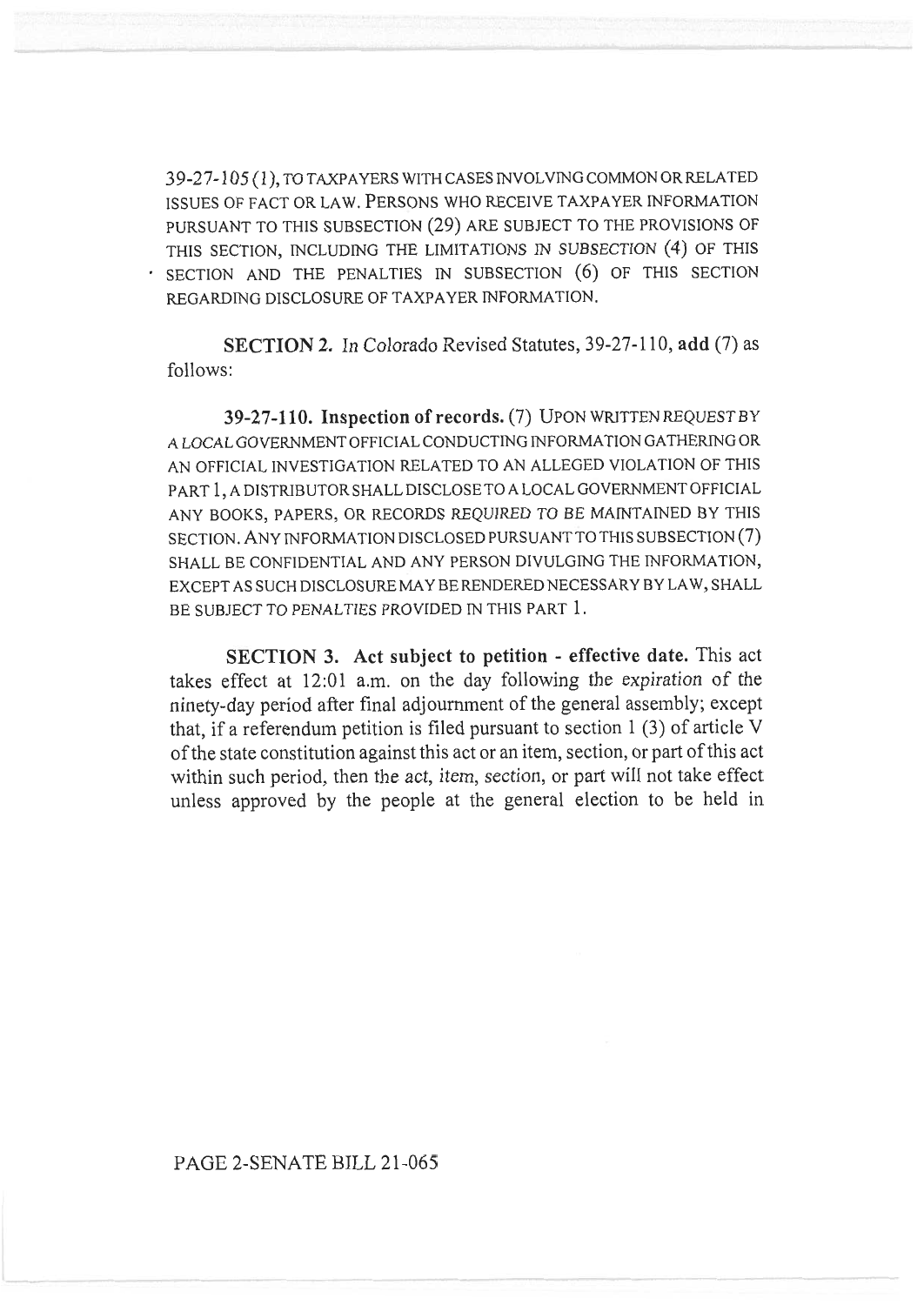39-27-105 (1), TO TAXPAYERS WITH CASES INVOLVING COMMON OR RELATED ISSUES OF FACT OR LAW. PERSONS WHO RECEIVE TAXPAYER INFORMATION PURSUANT TO THIS SUBSECTION (29) ARE SUBJECT TO THE PROVISIONS OF THIS SECTION, INCLUDING THE LIMITATIONS IN SUBSECTION (4) OF THIS SECTION AND THE PENALTIES IN SUBSECTION (6) OF THIS SECTION REGARDING DISCLOSURE OF TAXPAYER INFORMATION.

**SECTION 2.** In Colorado Revised Statutes, 39-27-110, **add** (7) as follows:

**39-27-110. Inspection of records.** (7) UPON WRITTEN REQUEST BY A LOCAL GOVERNMENT OFFICIAL CONDUCTING INFORMATION GATHERING OR AN OFFICIAL INVESTIGATION RELATED TO AN ALLEGED VIOLATION OF THIS PART 1, A DISTRIBUTOR SHALL DISCLOSE TO A LOCAL GOVERNMENT OFFICIAL ANY BOOKS, PAPERS, OR RECORDS REQUIRED TO BE MAINTAINED BY THIS SECTION. ANY INFORMATION DISCLOSED PURSUANT TO THIS SUBSECTION (7) SHALL BE CONFIDENTIAL AND ANY PERSON DIVULGING THE INFORMATION, EXCEPT AS SUCH DISCLOSURE MAY BE RENDERED NECESSARY BY LAW, SHALL BE SUBJECT TO PENALTIES PROVIDED IN THIS PART 1.

**SECTION 3. Act subject to petition - effective date.** This act takes effect at 12:01 a.m. on the day following the expiration of the ninety-day period after final adjournment of the general assembly; except that, if a referendum petition is filed pursuant to section 1 (3) of article V of the state constitution against this act or an item, section, or part of this act within such period, then the act, item, section, or part will not take effect unless approved by the people at the general election to be held in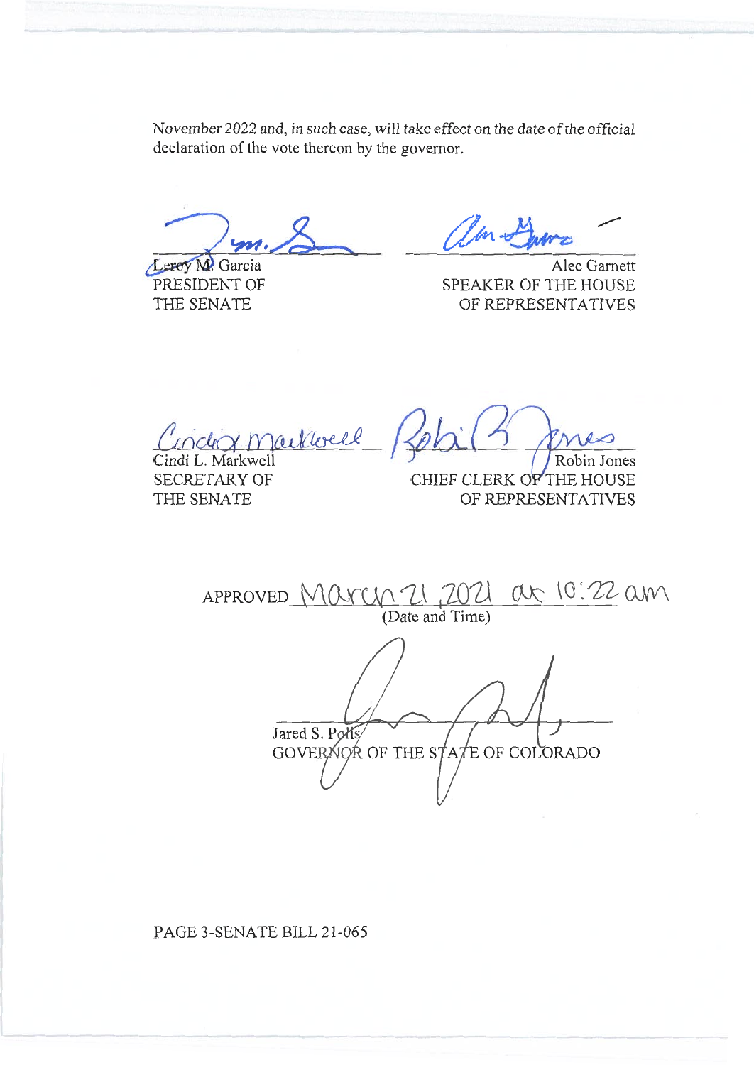November 2022 and, in such case, will take effect on the date of the official declaration of the vote thereon by the governor.

| | |
|---|---|
| Leroy M. Garcia<br>PRESIDENT OF<br>THE SENATE | Alec Garnett<br>SPEAKER OF THE HOUSE<br>OF REPRESENTATIVES |
| Cindi L. Markwell<br>SECRETARY OF<br>THE SENATE | Robin Jones<br>CHIEF CLERK OF THE HOUSE<br>OF REPRESENTATIVES |

APPROVED March 21, 2021 at 10:22 am
(Date and Time)

Jared S. Polis
GOVERNOR OF THE STATE OF COLORADO

PAGE 3-SENATE BILL 21-065